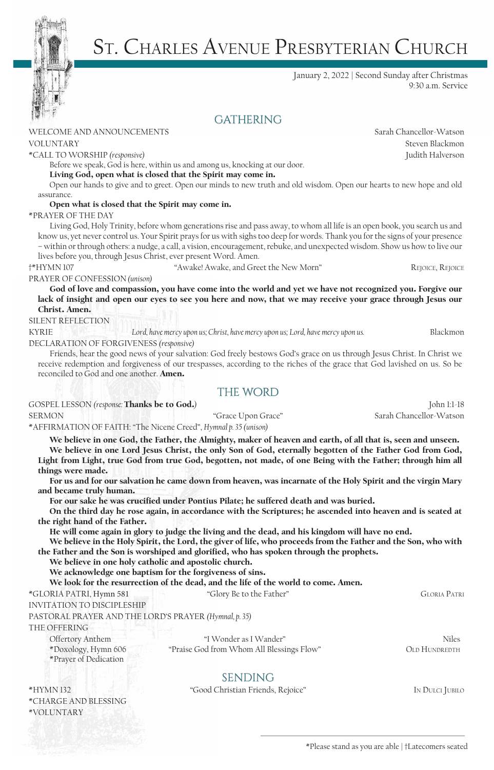# St. Charles Avenue Presbyterian Church

January 2, 2022 | Second Sunday after Christmas
9:30 a.m. Service

## GATHERING

WELCOME AND ANNOUNCEMENTS — Sarah Chancellor-Watson

VOLUNTARY — Steven Blackmon

*CALL TO WORSHIP *(responsive)* — Judith Halverson

Before we speak, God is here, within us and among us, knocking at our door.

**Living God, open what is closed that the Spirit may come in.**

Open our hands to give and to greet. Open our minds to new truth and old wisdom. Open our hearts to new hope and old assurance.

**Open what is closed that the Spirit may come in.**

*PRAYER OF THE DAY

Living God, Holy Trinity, before whom generations rise and pass away, to whom all life is an open book, you search us and know us, yet never control us. Your Spirit prays for us with sighs too deep for words. Thank you for the signs of your presence – within or through others: a nudge, a call, a vision, encouragement, rebuke, and unexpected wisdom. Show us how to live our lives before you, through Jesus Christ, ever present Word. Amen.

†*HYMN 107 — "Awake! Awake, and Greet the New Morn" — Rejoice, Rejoice

PRAYER OF CONFESSION *(unison)*

**God of love and compassion, you have come into the world and yet we have not recognized you. Forgive our lack of insight and open our eyes to see you here and now, that we may receive your grace through Jesus our Christ. Amen.**

SILENT REFLECTION

KYRIE — *Lord, have mercy upon us; Christ, have mercy upon us; Lord, have mercy upon us.* — Blackmon

DECLARATION OF FORGIVENESS *(responsive)*

Friends, hear the good news of your salvation: God freely bestows God's grace on us through Jesus Christ. In Christ we receive redemption and forgiveness of our trespasses, according to the riches of the grace that God lavished on us. So be reconciled to God and one another. **Amen.**

## THE WORD

GOSPEL LESSON *(response:* **Thanks be to God.***)* — John 1:1-18

SERMON — "Grace Upon Grace" — Sarah Chancellor-Watson

*AFFIRMATION OF FAITH: "The Nicene Creed", *Hymnal p. 35 (unison)*

**We believe in one God, the Father, the Almighty, maker of heaven and earth, of all that is, seen and unseen.**

**We believe in one Lord Jesus Christ, the only Son of God, eternally begotten of the Father God from God, Light from Light, true God from true God, begotten, not made, of one Being with the Father; through him all things were made.**

**For us and for our salvation he came down from heaven, was incarnate of the Holy Spirit and the virgin Mary and became truly human.**

**For our sake he was crucified under Pontius Pilate; he suffered death and was buried.**

**On the third day he rose again, in accordance with the Scriptures; he ascended into heaven and is seated at the right hand of the Father.**

**He will come again in glory to judge the living and the dead, and his kingdom will have no end.**

**We believe in the Holy Spirit, the Lord, the giver of life, who proceeds from the Father and the Son, who with the Father and the Son is worshiped and glorified, who has spoken through the prophets.**

**We believe in one holy catholic and apostolic church.**

**We acknowledge one baptism for the forgiveness of sins.**

**We look for the resurrection of the dead, and the life of the world to come. Amen.**

*GLORIA PATRI, Hymn 581 — "Glory Be to the Father" — Gloria Patri

INVITATION TO DISCIPLESHIP

PASTORAL PRAYER AND THE LORD'S PRAYER *(Hymnal, p. 35)*

THE OFFERING

Offertory Anthem — "I Wonder as I Wander" — Niles

*Doxology, Hymn 606 — "Praise God from Whom All Blessings Flow" — Old Hundredth

*Prayer of Dedication

## SENDING

*HYMN 132 — "Good Christian Friends, Rejoice" — In Dulci Jubilo

*CHARGE AND BLESSING

*VOLUNTARY

*Please stand as you are able | †Latecomers seated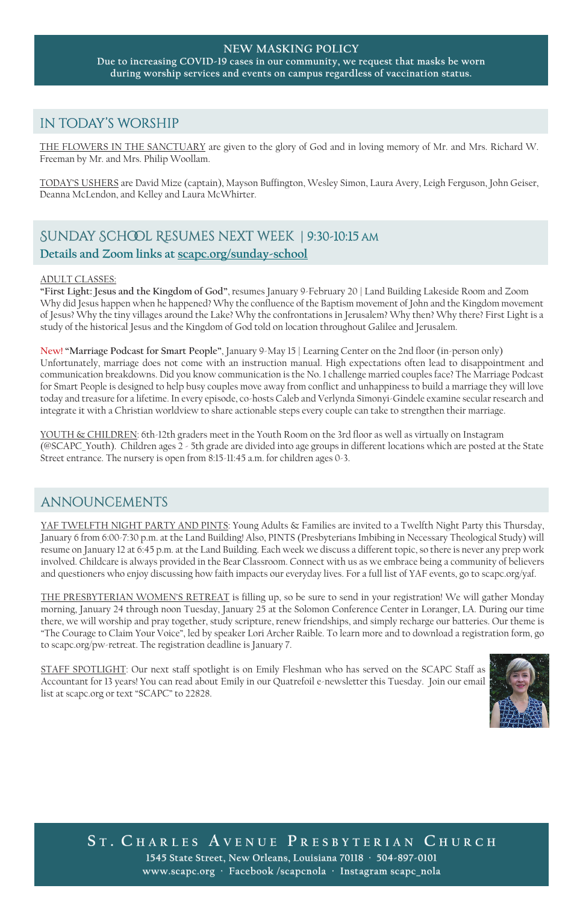**NEW MASKING POLICY**
**Due to increasing COVID-19 cases in our community, we request that masks be worn during worship services and events on campus regardless of vaccination status.**

## IN TODAY'S WORSHIP

THE FLOWERS IN THE SANCTUARY are given to the glory of God and in loving memory of Mr. and Mrs. Richard W. Freeman by Mr. and Mrs. Philip Woollam.

TODAY'S USHERS are David Mize (captain), Mayson Buffington, Wesley Simon, Laura Avery, Leigh Ferguson, John Geiser, Deanna McLendon, and Kelley and Laura McWhirter.

## SUNDAY SCHOOL RESUMES NEXT WEEK | 9:30-10:15 AM

**Details and Zoom links at scapc.org/sunday-school**

ADULT CLASSES:
**"First Light: Jesus and the Kingdom of God"**, resumes January 9-February 20 | Land Building Lakeside Room and Zoom
Why did Jesus happen when he happened? Why the confluence of the Baptism movement of John and the Kingdom movement of Jesus? Why the tiny villages around the Lake? Why the confrontations in Jerusalem? Why then? Why there? First Light is a study of the historical Jesus and the Kingdom of God told on location throughout Galilee and Jerusalem.

New! **"Marriage Podcast for Smart People"**, January 9-May 15 | Learning Center on the 2nd floor (in-person only)
Unfortunately, marriage does not come with an instruction manual. High expectations often lead to disappointment and communication breakdowns. Did you know communication is the No. 1 challenge married couples face? The Marriage Podcast for Smart People is designed to help busy couples move away from conflict and unhappiness to build a marriage they will love today and treasure for a lifetime. In every episode, co-hosts Caleb and Verlynda Simonyi-Gindele examine secular research and integrate it with a Christian worldview to share actionable steps every couple can take to strengthen their marriage.

YOUTH & CHILDREN: 6th-12th graders meet in the Youth Room on the 3rd floor as well as virtually on Instagram (@SCAPC_Youth). Children ages 2 - 5th grade are divided into age groups in different locations which are posted at the State Street entrance. The nursery is open from 8:15-11:45 a.m. for children ages 0-3.

## ANNOUNCEMENTS

YAF TWELFTH NIGHT PARTY AND PINTS: Young Adults & Families are invited to a Twelfth Night Party this Thursday, January 6 from 6:00-7:30 p.m. at the Land Building! Also, PINTS (Presbyterians Imbibing in Necessary Theological Study) will resume on January 12 at 6:45 p.m. at the Land Building. Each week we discuss a different topic, so there is never any prep work involved. Childcare is always provided in the Bear Classroom. Connect with us as we embrace being a community of believers and questioners who enjoy discussing how faith impacts our everyday lives. For a full list of YAF events, go to scapc.org/yaf.

THE PRESBYTERIAN WOMEN'S RETREAT is filling up, so be sure to send in your registration! We will gather Monday morning, January 24 through noon Tuesday, January 25 at the Solomon Conference Center in Loranger, LA. During our time there, we will worship and pray together, study scripture, renew friendships, and simply recharge our batteries. Our theme is "The Courage to Claim Your Voice", led by speaker Lori Archer Raible. To learn more and to download a registration form, go to scapc.org/pw-retreat. The registration deadline is January 7.

STAFF SPOTLIGHT: Our next staff spotlight is on Emily Fleshman who has served on the SCAPC Staff as Accountant for 13 years! You can read about Emily in our Quatrefoil e-newsletter this Tuesday. Join our email list at scapc.org or text "SCAPC" to 22828.

**ST. CHARLES AVENUE PRESBYTERIAN CHURCH**
1545 State Street, New Orleans, Louisiana 70118 · 504-897-0101
www.scapc.org · Facebook /scapcnola · Instagram scapc_nola